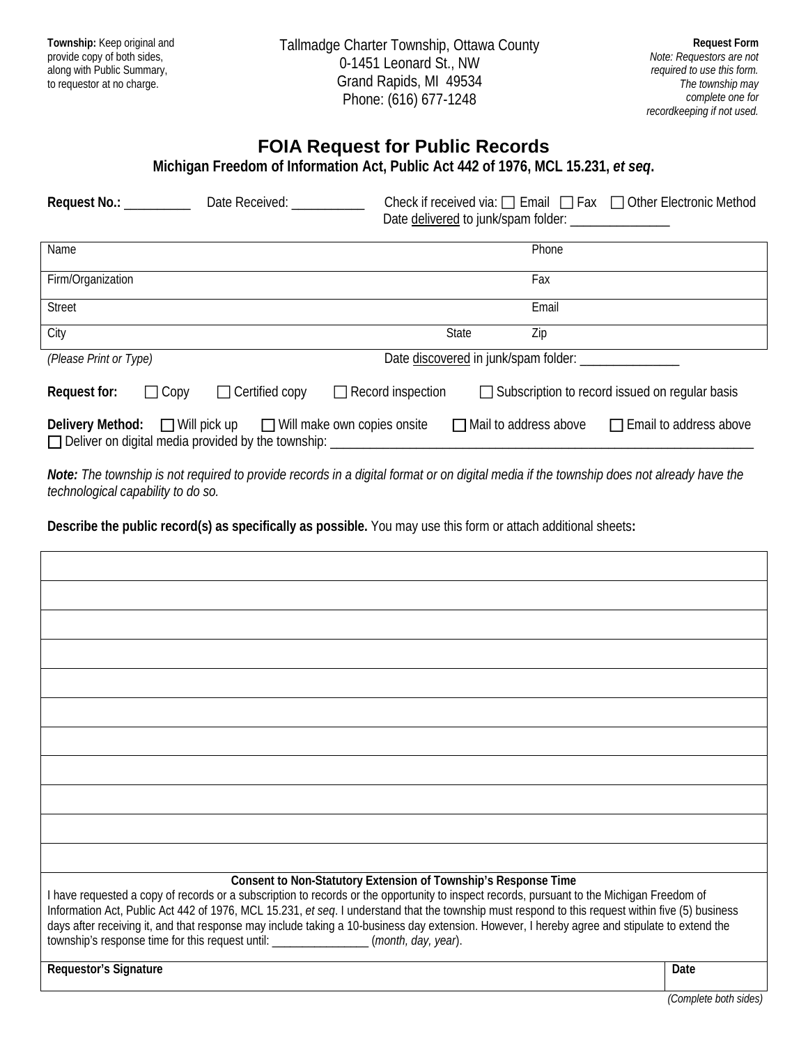**Township:** Keep original and provide copy of both sides, along with Public Summary, to requestor at no charge.

Tallmadge Charter Township, Ottawa County
0-1451 Leonard St., NW
Grand Rapids, MI 49534
Phone: (616) 677-1248

**Request Form**
*Note: Requestors are not required to use this form. The township may complete one for recordkeeping if not used.*

# FOIA Request for Public Records

**Michigan Freedom of Information Act, Public Act 442 of 1976, MCL 15.231, *et seq*.**

**Request No.:** __________ Date Received: ___________ Check if received via: ☐ Email ☐ Fax ☐ Other Electronic Method
Date delivered to junk/spam folder: _______________

| Name | | Phone |
|---|---|---|
| Firm/Organization | | Fax |
| Street | | Email |
| City | State | Zip |

*(Please Print or Type)* Date discovered in junk/spam folder: _______________

**Request for:** ☐ Copy ☐ Certified copy ☐ Record inspection ☐ Subscription to record issued on regular basis

**Delivery Method:** ☐ Will pick up ☐ Will make own copies onsite ☐ Mail to address above ☐ Email to address above
☐ Deliver on digital media provided by the township: ________________________________________________

***Note:*** *The township is not required to provide records in a digital format or on digital media if the township does not already have the technological capability to do so.*

**Describe the public record(s) as specifically as possible.** You may use this form or attach additional sheets**:**

|   |
|---|
|   |
|   |
|   |
|   |
|   |
|   |
|   |
|   |
|   |
|   |

**Consent to Non-Statutory Extension of Township's Response Time**

I have requested a copy of records or a subscription to records or the opportunity to inspect records, pursuant to the Michigan Freedom of Information Act, Public Act 442 of 1976, MCL 15.231, *et seq*. I understand that the township must respond to this request within five (5) business days after receiving it, and that response may include taking a 10-business day extension. However, I hereby agree and stipulate to extend the township's response time for this request until: ________________ (*month, day, year*).

| **Requestor's Signature** | **Date** |
|---|---|
| | |

*(Complete both sides)*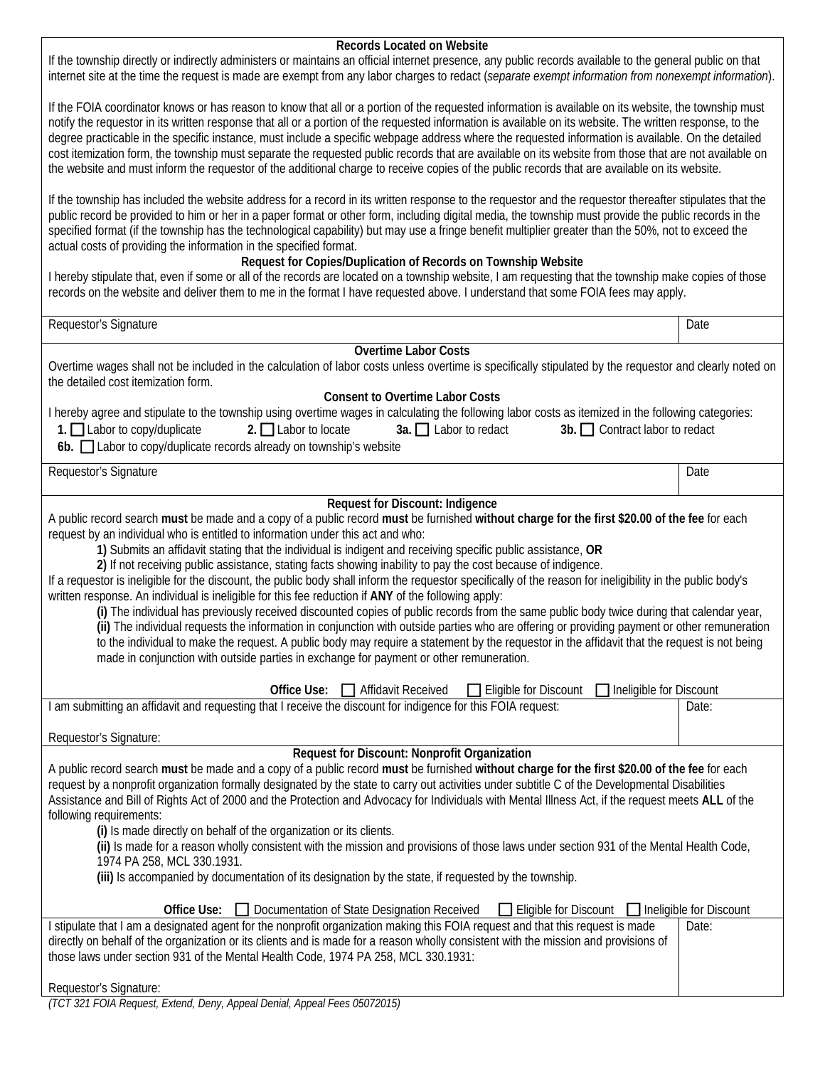### Records Located on Website

If the township directly or indirectly administers or maintains an official internet presence, any public records available to the general public on that internet site at the time the request is made are exempt from any labor charges to redact (*separate exempt information from nonexempt information*).

If the FOIA coordinator knows or has reason to know that all or a portion of the requested information is available on its website, the township must notify the requestor in its written response that all or a portion of the requested information is available on its website. The written response, to the degree practicable in the specific instance, must include a specific webpage address where the requested information is available. On the detailed cost itemization form, the township must separate the requested public records that are available on its website from those that are not available on the website and must inform the requestor of the additional charge to receive copies of the public records that are available on its website.

If the township has included the website address for a record in its written response to the requestor and the requestor thereafter stipulates that the public record be provided to him or her in a paper format or other form, including digital media, the township must provide the public records in the specified format (if the township has the technological capability) but may use a fringe benefit multiplier greater than the 50%, not to exceed the actual costs of providing the information in the specified format.

### Request for Copies/Duplication of Records on Township Website

I hereby stipulate that, even if some or all of the records are located on a township website, I am requesting that the township make copies of those records on the website and deliver them to me in the format I have requested above. I understand that some FOIA fees may apply.

| Requestor's Signature | Date |
|---|---|

### Overtime Labor Costs

Overtime wages shall not be included in the calculation of labor costs unless overtime is specifically stipulated by the requestor and clearly noted on the detailed cost itemization form.

### Consent to Overtime Labor Costs

I hereby agree and stipulate to the township using overtime wages in calculating the following labor costs as itemized in the following categories:

**1.** ☐ Labor to copy/duplicate **2.** ☐ Labor to locate **3a.** ☐ Labor to redact **3b.** ☐ Contract labor to redact
**6b.** ☐ Labor to copy/duplicate records already on township's website

| Requestor's Signature | Date |
|---|---|

### Request for Discount: Indigence

A public record search **must** be made and a copy of a public record **must** be furnished **without charge for the first $20.00 of the fee** for each request by an individual who is entitled to information under this act and who:

**1)** Submits an affidavit stating that the individual is indigent and receiving specific public assistance, **OR**
**2)** If not receiving public assistance, stating facts showing inability to pay the cost because of indigence.

If a requestor is ineligible for the discount, the public body shall inform the requestor specifically of the reason for ineligibility in the public body's written response. An individual is ineligible for this fee reduction if **ANY** of the following apply:

**(i)** The individual has previously received discounted copies of public records from the same public body twice during that calendar year,
**(ii)** The individual requests the information in conjunction with outside parties who are offering or providing payment or other remuneration to the individual to make the request. A public body may require a statement by the requestor in the affidavit that the request is not being made in conjunction with outside parties in exchange for payment or other remuneration.

**Office Use:** ☐ Affidavit Received ☐ Eligible for Discount ☐ Ineligible for Discount

| I am submitting an affidavit and requesting that I receive the discount for indigence for this FOIA request:<br><br>Requestor's Signature: | Date: |
|---|---|

### Request for Discount: Nonprofit Organization

A public record search **must** be made and a copy of a public record **must** be furnished **without charge for the first $20.00 of the fee** for each request by a nonprofit organization formally designated by the state to carry out activities under subtitle C of the Developmental Disabilities Assistance and Bill of Rights Act of 2000 and the Protection and Advocacy for Individuals with Mental Illness Act, if the request meets **ALL** of the following requirements:

**(i)** Is made directly on behalf of the organization or its clients.
**(ii)** Is made for a reason wholly consistent with the mission and provisions of those laws under section 931 of the Mental Health Code, 1974 PA 258, MCL 330.1931.
**(iii)** Is accompanied by documentation of its designation by the state, if requested by the township.

**Office Use:** ☐ Documentation of State Designation Received ☐ Eligible for Discount ☐ Ineligible for Discount

| I stipulate that I am a designated agent for the nonprofit organization making this FOIA request and that this request is made directly on behalf of the organization or its clients and is made for a reason wholly consistent with the mission and provisions of those laws under section 931 of the Mental Health Code, 1974 PA 258, MCL 330.1931:<br><br>Requestor's Signature: | Date: |
|---|---|

*(TCT 321 FOIA Request, Extend, Deny, Appeal Denial, Appeal Fees 05072015)*